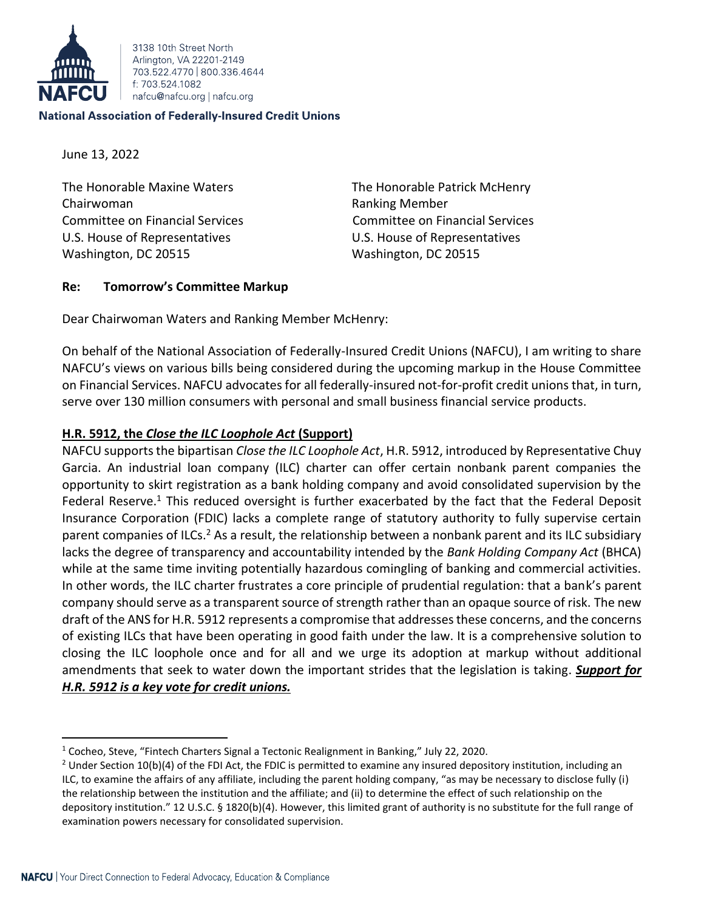3138 10th Street North
Arlington, VA 22201-2149
703.522.4770 | 800.336.4644
f: 703.524.1082
nafcu@nafcu.org | nafcu.org

**National Association of Federally-Insured Credit Unions**

June 13, 2022

The Honorable Maxine Waters
Chairwoman
Committee on Financial Services
U.S. House of Representatives
Washington, DC 20515

The Honorable Patrick McHenry
Ranking Member
Committee on Financial Services
U.S. House of Representatives
Washington, DC 20515

**Re: Tomorrow's Committee Markup**

Dear Chairwoman Waters and Ranking Member McHenry:

On behalf of the National Association of Federally-Insured Credit Unions (NAFCU), I am writing to share NAFCU's views on various bills being considered during the upcoming markup in the House Committee on Financial Services. NAFCU advocates for all federally-insured not-for-profit credit unions that, in turn, serve over 130 million consumers with personal and small business financial service products.

**H.R. 5912, the *Close the ILC Loophole Act* (Support)**

NAFCU supports the bipartisan *Close the ILC Loophole Act*, H.R. 5912, introduced by Representative Chuy Garcia. An industrial loan company (ILC) charter can offer certain nonbank parent companies the opportunity to skirt registration as a bank holding company and avoid consolidated supervision by the Federal Reserve.[1] This reduced oversight is further exacerbated by the fact that the Federal Deposit Insurance Corporation (FDIC) lacks a complete range of statutory authority to fully supervise certain parent companies of ILCs.[2] As a result, the relationship between a nonbank parent and its ILC subsidiary lacks the degree of transparency and accountability intended by the *Bank Holding Company Act* (BHCA) while at the same time inviting potentially hazardous comingling of banking and commercial activities. In other words, the ILC charter frustrates a core principle of prudential regulation: that a bank's parent company should serve as a transparent source of strength rather than an opaque source of risk. The new draft of the ANS for H.R. 5912 represents a compromise that addresses these concerns, and the concerns of existing ILCs that have been operating in good faith under the law. It is a comprehensive solution to closing the ILC loophole once and for all and we urge its adoption at markup without additional amendments that seek to water down the important strides that the legislation is taking. ***Support for H.R. 5912 is a key vote for credit unions.***

---

[1] Cocheo, Steve, "Fintech Charters Signal a Tectonic Realignment in Banking," July 22, 2020.

[2] Under Section 10(b)(4) of the FDI Act, the FDIC is permitted to examine any insured depository institution, including an ILC, to examine the affairs of any affiliate, including the parent holding company, "as may be necessary to disclose fully (i) the relationship between the institution and the affiliate; and (ii) to determine the effect of such relationship on the depository institution." 12 U.S.C. § 1820(b)(4). However, this limited grant of authority is no substitute for the full range of examination powers necessary for consolidated supervision.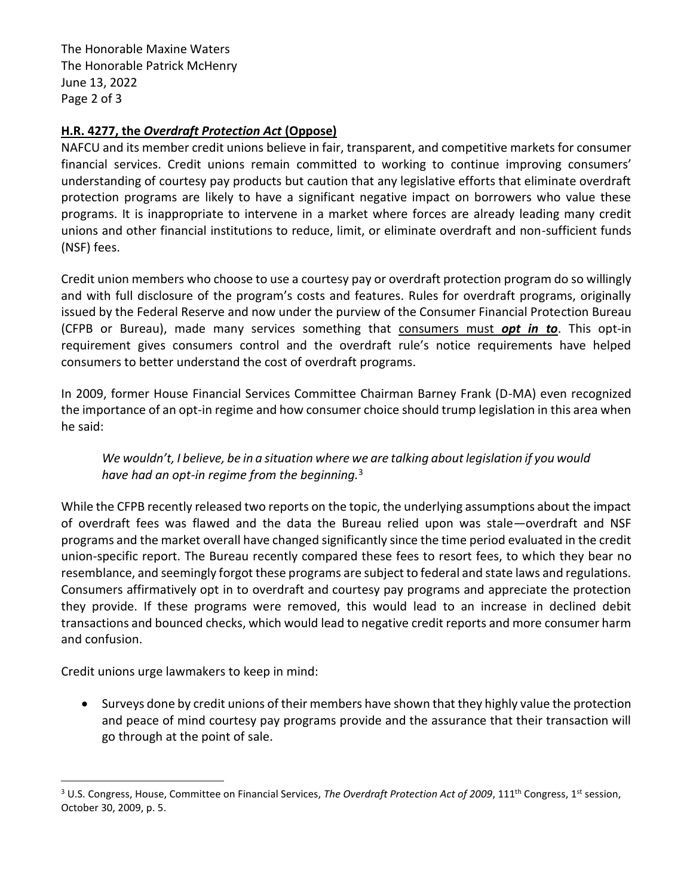## **H.R. 4277, the *Overdraft Protection Act* (Oppose)**

NAFCU and its member credit unions believe in fair, transparent, and competitive markets for consumer financial services. Credit unions remain committed to working to continue improving consumers' understanding of courtesy pay products but caution that any legislative efforts that eliminate overdraft protection programs are likely to have a significant negative impact on borrowers who value these programs. It is inappropriate to intervene in a market where forces are already leading many credit unions and other financial institutions to reduce, limit, or eliminate overdraft and non-sufficient funds (NSF) fees.

Credit union members who choose to use a courtesy pay or overdraft protection program do so willingly and with full disclosure of the program's costs and features. Rules for overdraft programs, originally issued by the Federal Reserve and now under the purview of the Consumer Financial Protection Bureau (CFPB or Bureau), made many services something that consumers must ***opt in to***. This opt-in requirement gives consumers control and the overdraft rule's notice requirements have helped consumers to better understand the cost of overdraft programs.

In 2009, former House Financial Services Committee Chairman Barney Frank (D-MA) even recognized the importance of an opt-in regime and how consumer choice should trump legislation in this area when he said:

> *We wouldn't, I believe, be in a situation where we are talking about legislation if you would have had an opt-in regime from the beginning.*[3]

While the CFPB recently released two reports on the topic, the underlying assumptions about the impact of overdraft fees was flawed and the data the Bureau relied upon was stale—overdraft and NSF programs and the market overall have changed significantly since the time period evaluated in the credit union-specific report. The Bureau recently compared these fees to resort fees, to which they bear no resemblance, and seemingly forgot these programs are subject to federal and state laws and regulations. Consumers affirmatively opt in to overdraft and courtesy pay programs and appreciate the protection they provide. If these programs were removed, this would lead to an increase in declined debit transactions and bounced checks, which would lead to negative credit reports and more consumer harm and confusion.

Credit unions urge lawmakers to keep in mind:

- Surveys done by credit unions of their members have shown that they highly value the protection and peace of mind courtesy pay programs provide and the assurance that their transaction will go through at the point of sale.

---

[3] U.S. Congress, House, Committee on Financial Services, *The Overdraft Protection Act of 2009*, 111th Congress, 1st session, October 30, 2009, p. 5.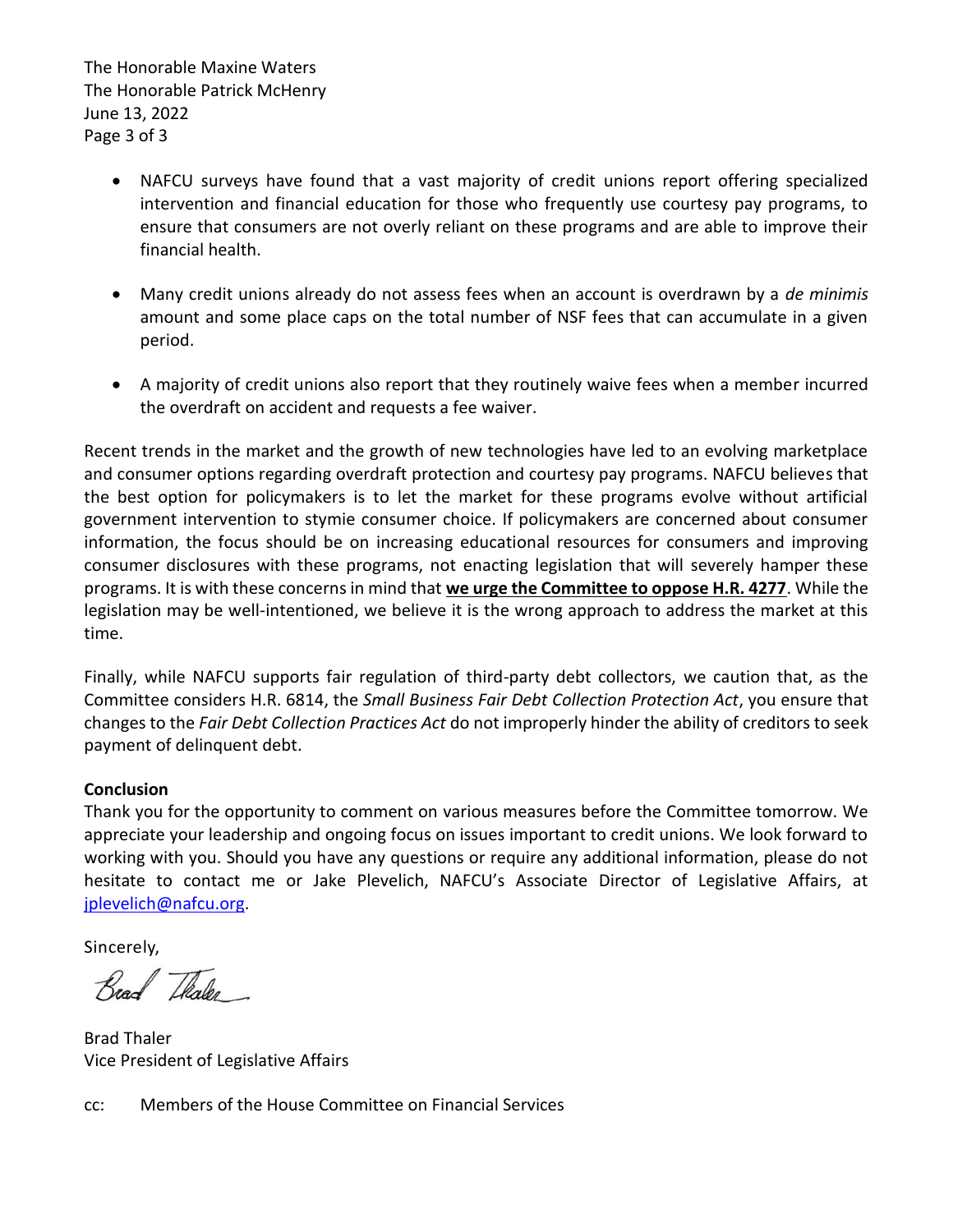- NAFCU surveys have found that a vast majority of credit unions report offering specialized intervention and financial education for those who frequently use courtesy pay programs, to ensure that consumers are not overly reliant on these programs and are able to improve their financial health.
- Many credit unions already do not assess fees when an account is overdrawn by a *de minimis* amount and some place caps on the total number of NSF fees that can accumulate in a given period.
- A majority of credit unions also report that they routinely waive fees when a member incurred the overdraft on accident and requests a fee waiver.

Recent trends in the market and the growth of new technologies have led to an evolving marketplace and consumer options regarding overdraft protection and courtesy pay programs. NAFCU believes that the best option for policymakers is to let the market for these programs evolve without artificial government intervention to stymie consumer choice. If policymakers are concerned about consumer information, the focus should be on increasing educational resources for consumers and improving consumer disclosures with these programs, not enacting legislation that will severely hamper these programs. It is with these concerns in mind that **we urge the Committee to oppose H.R. 4277**. While the legislation may be well-intentioned, we believe it is the wrong approach to address the market at this time.

Finally, while NAFCU supports fair regulation of third-party debt collectors, we caution that, as the Committee considers H.R. 6814, the *Small Business Fair Debt Collection Protection Act*, you ensure that changes to the *Fair Debt Collection Practices Act* do not improperly hinder the ability of creditors to seek payment of delinquent debt.

**Conclusion**

Thank you for the opportunity to comment on various measures before the Committee tomorrow. We appreciate your leadership and ongoing focus on issues important to credit unions. We look forward to working with you. Should you have any questions or require any additional information, please do not hesitate to contact me or Jake Plevelich, NAFCU's Associate Director of Legislative Affairs, at jplevelich@nafcu.org.

Sincerely,

Brad Thaler

Brad Thaler
Vice President of Legislative Affairs

cc: Members of the House Committee on Financial Services